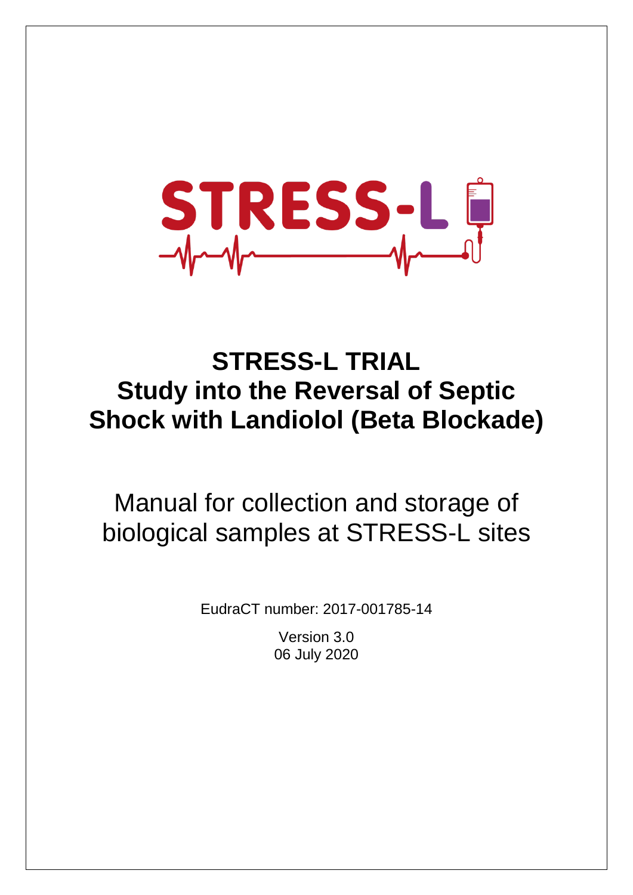# STRESS-L TRIAL
# Study into the Reversal of Septic Shock with Landiolol (Beta Blockade)

## Manual for collection and storage of biological samples at STRESS-L sites

EudraCT number: 2017-001785-14

Version 3.0

06 July 2020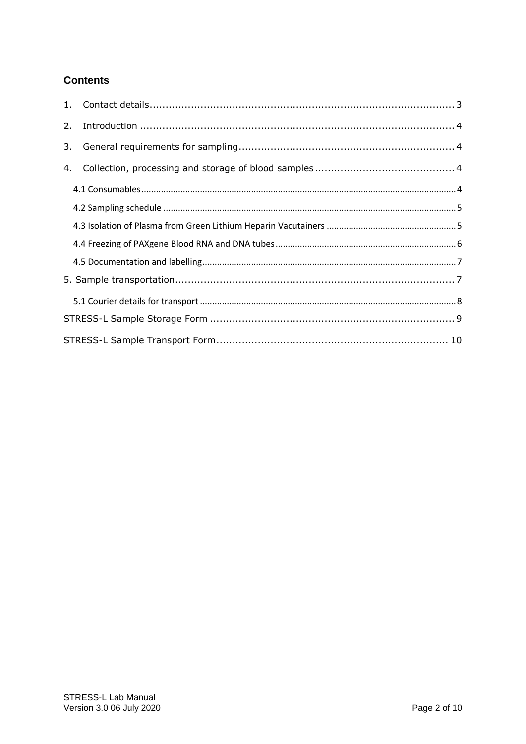## Contents

1. Contact details................................................................................................ 3
2. Introduction .................................................................................................. 4
3. General requirements for sampling.................................................................... 4
4. Collection, processing and storage of blood samples ........................................... 4
   - 4.1 Consumables ........................................................................................ 4
   - 4.2 Sampling schedule ................................................................................ 5
   - 4.3 Isolation of Plasma from Green Lithium Heparin Vacutainers ..................... 5
   - 4.4 Freezing of PAXgene Blood RNA and DNA tubes ........................................ 6
   - 4.5 Documentation and labelling ................................................................... 7

5. Sample transportation....................................................................................... 7
   - 5.1 Courier details for transport ..................................................................... 8

STRESS-L Sample Storage Form ............................................................................ 9

STRESS-L Sample Transport Form......................................................................... 10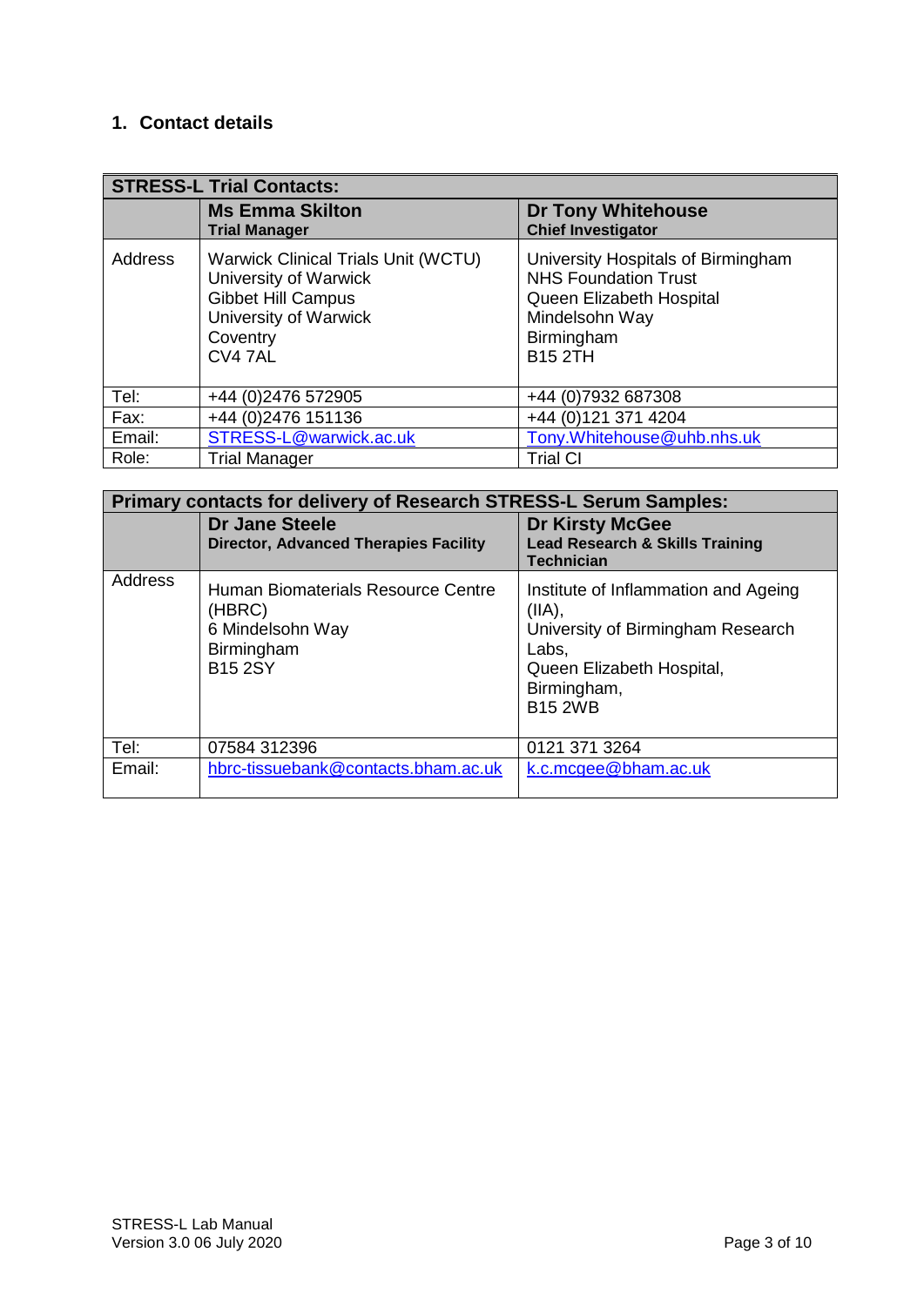## 1. Contact details

| STRESS-L Trial Contacts: | | |
|---|---|---|
| | **Ms Emma Skilton**<br>**Trial Manager** | **Dr Tony Whitehouse**<br>**Chief Investigator** |
| Address | Warwick Clinical Trials Unit (WCTU)<br>University of Warwick<br>Gibbet Hill Campus<br>University of Warwick<br>Coventry<br>CV4 7AL | University Hospitals of Birmingham NHS Foundation Trust<br>Queen Elizabeth Hospital<br>Mindelsohn Way<br>Birmingham<br>B15 2TH |
| Tel: | +44 (0)2476 572905 | +44 (0)7932 687308 |
| Fax: | +44 (0)2476 151136 | +44 (0)121 371 4204 |
| Email: | STRESS-L@warwick.ac.uk | Tony.Whitehouse@uhb.nhs.uk |
| Role: | Trial Manager | Trial CI |

| Primary contacts for delivery of Research STRESS-L Serum Samples: | | |
|---|---|---|
| | **Dr Jane Steele**<br>**Director, Advanced Therapies Facility** | **Dr Kirsty McGee**<br>**Lead Research & Skills Training Technician** |
| Address | Human Biomaterials Resource Centre (HBRC)<br>6 Mindelsohn Way<br>Birmingham<br>B15 2SY | Institute of Inflammation and Ageing (IIA),<br>University of Birmingham Research Labs,<br>Queen Elizabeth Hospital,<br>Birmingham,<br>B15 2WB |
| Tel: | 07584 312396 | 0121 371 3264 |
| Email: | hbrc-tissuebank@contacts.bham.ac.uk | k.c.mcgee@bham.ac.uk |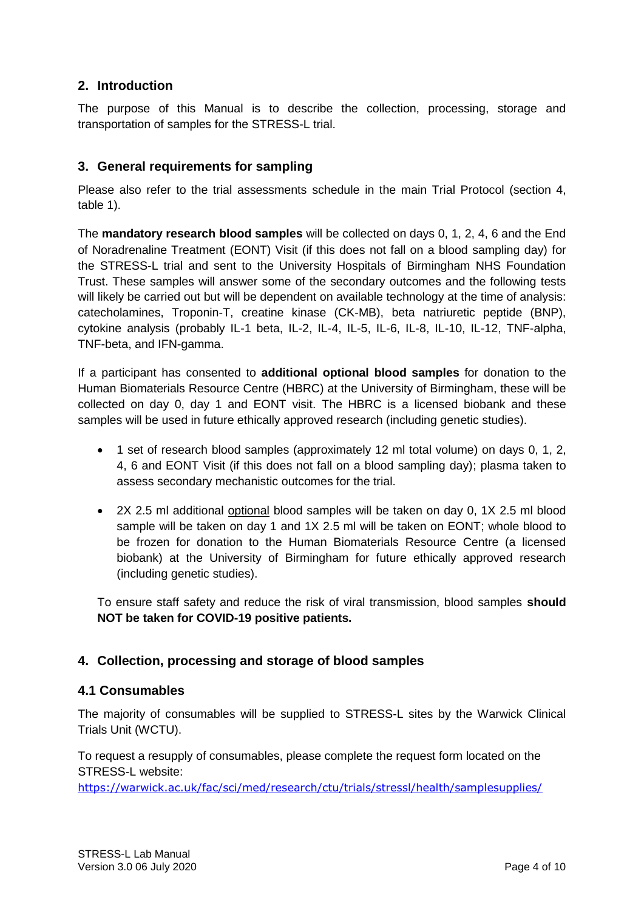## 2. Introduction

The purpose of this Manual is to describe the collection, processing, storage and transportation of samples for the STRESS-L trial.

## 3. General requirements for sampling

Please also refer to the trial assessments schedule in the main Trial Protocol (section 4, table 1).

The **mandatory research blood samples** will be collected on days 0, 1, 2, 4, 6 and the End of Noradrenaline Treatment (EONT) Visit (if this does not fall on a blood sampling day) for the STRESS-L trial and sent to the University Hospitals of Birmingham NHS Foundation Trust. These samples will answer some of the secondary outcomes and the following tests will likely be carried out but will be dependent on available technology at the time of analysis: catecholamines, Troponin-T, creatine kinase (CK-MB), beta natriuretic peptide (BNP), cytokine analysis (probably IL-1 beta, IL-2, IL-4, IL-5, IL-6, IL-8, IL-10, IL-12, TNF-alpha, TNF-beta, and IFN-gamma.

If a participant has consented to **additional optional blood samples** for donation to the Human Biomaterials Resource Centre (HBRC) at the University of Birmingham, these will be collected on day 0, day 1 and EONT visit. The HBRC is a licensed biobank and these samples will be used in future ethically approved research (including genetic studies).

- 1 set of research blood samples (approximately 12 ml total volume) on days 0, 1, 2, 4, 6 and EONT Visit (if this does not fall on a blood sampling day); plasma taken to assess secondary mechanistic outcomes for the trial.

- 2X 2.5 ml additional optional blood samples will be taken on day 0, 1X 2.5 ml blood sample will be taken on day 1 and 1X 2.5 ml will be taken on EONT; whole blood to be frozen for donation to the Human Biomaterials Resource Centre (a licensed biobank) at the University of Birmingham for future ethically approved research (including genetic studies).

To ensure staff safety and reduce the risk of viral transmission, blood samples **should NOT be taken for COVID-19 positive patients.**

## 4. Collection, processing and storage of blood samples

### 4.1 Consumables

The majority of consumables will be supplied to STRESS-L sites by the Warwick Clinical Trials Unit (WCTU).

To request a resupply of consumables, please complete the request form located on the STRESS-L website:
https://warwick.ac.uk/fac/sci/med/research/ctu/trials/stressl/health/samplesupplies/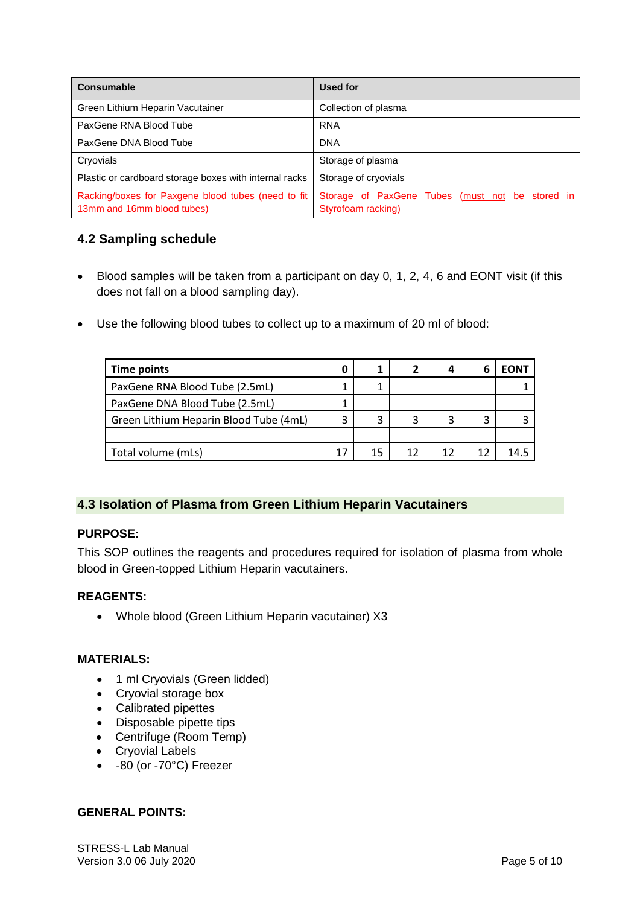| Consumable | Used for |
| --- | --- |
| Green Lithium Heparin Vacutainer | Collection of plasma |
| PaxGene RNA Blood Tube | RNA |
| PaxGene DNA Blood Tube | DNA |
| Cryovials | Storage of plasma |
| Plastic or cardboard storage boxes with internal racks | Storage of cryovials |
| Racking/boxes for Paxgene blood tubes (need to fit 13mm and 16mm blood tubes) | Storage of PaxGene Tubes (must not be stored in Styrofoam racking) |

## 4.2 Sampling schedule

- Blood samples will be taken from a participant on day 0, 1, 2, 4, 6 and EONT visit (if this does not fall on a blood sampling day).
- Use the following blood tubes to collect up to a maximum of 20 ml of blood:

| Time points | 0 | 1 | 2 | 4 | 6 | EONT |
| --- | --- | --- | --- | --- | --- | --- |
| PaxGene RNA Blood Tube (2.5mL) | 1 | 1 | | | | 1 |
| PaxGene DNA Blood Tube (2.5mL) | 1 | | | | | |
| Green Lithium Heparin Blood Tube (4mL) | 3 | 3 | 3 | 3 | 3 | 3 |
| | | | | | | |
| Total volume (mLs) | 17 | 15 | 12 | 12 | 12 | 14.5 |

## 4.3 Isolation of Plasma from Green Lithium Heparin Vacutainers

**PURPOSE:**

This SOP outlines the reagents and procedures required for isolation of plasma from whole blood in Green-topped Lithium Heparin vacutainers.

**REAGENTS:**

- Whole blood (Green Lithium Heparin vacutainer) X3

**MATERIALS:**

- 1 ml Cryovials (Green lidded)
- Cryovial storage box
- Calibrated pipettes
- Disposable pipette tips
- Centrifuge (Room Temp)
- Cryovial Labels
- -80 (or -70°C) Freezer

**GENERAL POINTS:**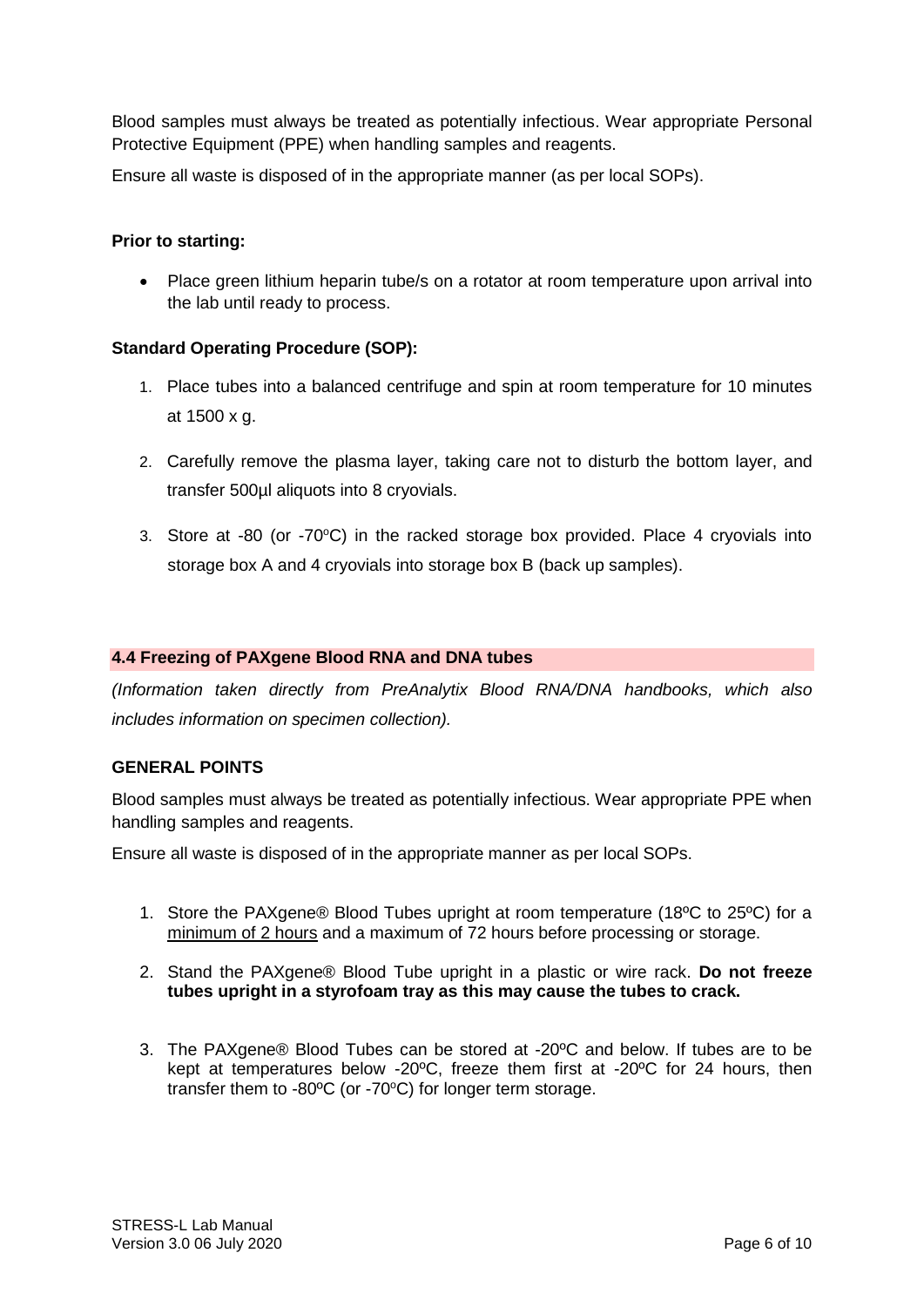Blood samples must always be treated as potentially infectious. Wear appropriate Personal Protective Equipment (PPE) when handling samples and reagents.

Ensure all waste is disposed of in the appropriate manner (as per local SOPs).

**Prior to starting:**

- Place green lithium heparin tube/s on a rotator at room temperature upon arrival into the lab until ready to process.

**Standard Operating Procedure (SOP):**

1. Place tubes into a balanced centrifuge and spin at room temperature for 10 minutes at 1500 x g.
2. Carefully remove the plasma layer, taking care not to disturb the bottom layer, and transfer 500µl aliquots into 8 cryovials.
3. Store at -80 (or -70ºC) in the racked storage box provided. Place 4 cryovials into storage box A and 4 cryovials into storage box B (back up samples).

### 4.4 Freezing of PAXgene Blood RNA and DNA tubes

*(Information taken directly from PreAnalytix Blood RNA/DNA handbooks, which also includes information on specimen collection).*

**GENERAL POINTS**

Blood samples must always be treated as potentially infectious. Wear appropriate PPE when handling samples and reagents.

Ensure all waste is disposed of in the appropriate manner as per local SOPs.

1. Store the PAXgene® Blood Tubes upright at room temperature (18ºC to 25ºC) for a minimum of 2 hours and a maximum of 72 hours before processing or storage.
2. Stand the PAXgene® Blood Tube upright in a plastic or wire rack. **Do not freeze tubes upright in a styrofoam tray as this may cause the tubes to crack.**
3. The PAXgene® Blood Tubes can be stored at -20ºC and below. If tubes are to be kept at temperatures below -20ºC, freeze them first at -20ºC for 24 hours, then transfer them to -80ºC (or -70ºC) for longer term storage.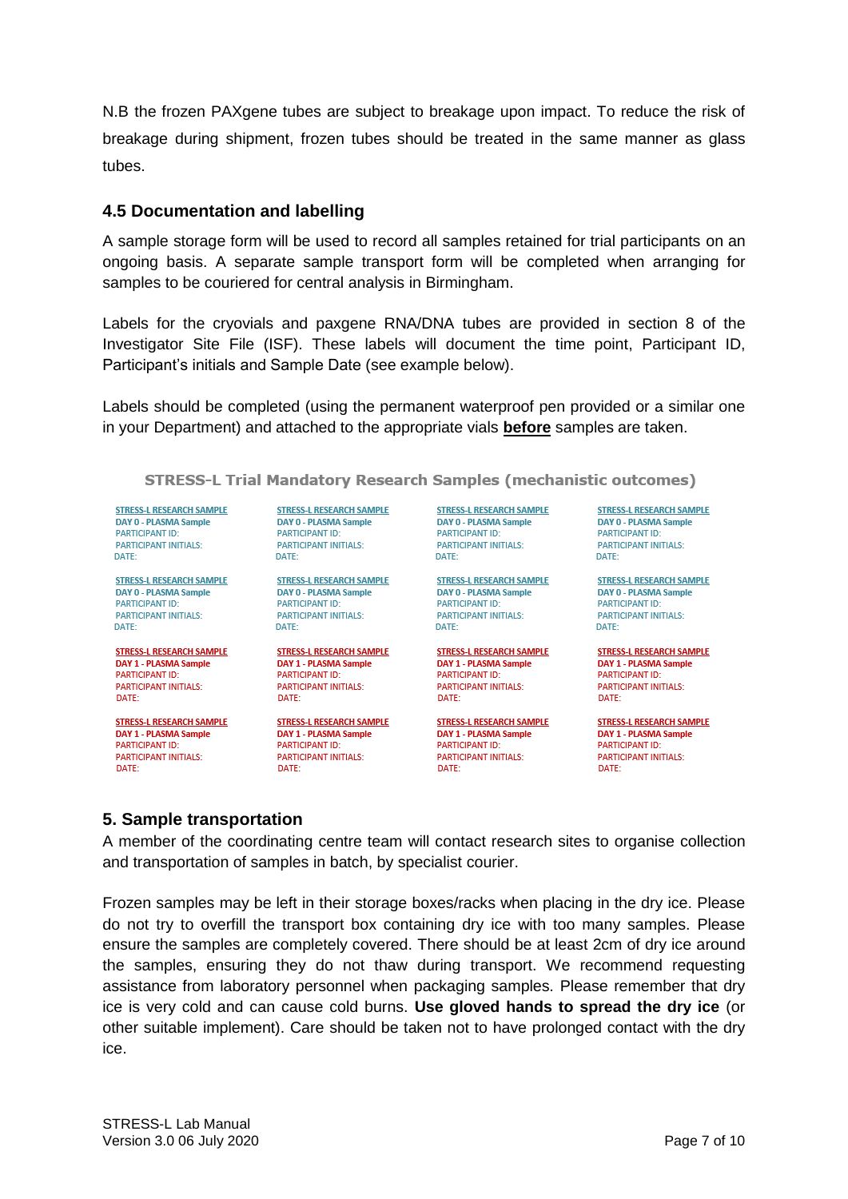N.B the frozen PAXgene tubes are subject to breakage upon impact. To reduce the risk of breakage during shipment, frozen tubes should be treated in the same manner as glass tubes.

### 4.5 Documentation and labelling

A sample storage form will be used to record all samples retained for trial participants on an ongoing basis. A separate sample transport form will be completed when arranging for samples to be couriered for central analysis in Birmingham.

Labels for the cryovials and paxgene RNA/DNA tubes are provided in section 8 of the Investigator Site File (ISF). These labels will document the time point, Participant ID, Participant's initials and Sample Date (see example below).

Labels should be completed (using the permanent waterproof pen provided or a similar one in your Department) and attached to the appropriate vials **before** samples are taken.

**STRESS-L Trial Mandatory Research Samples (mechanistic outcomes)**

| | | | |
|---|---|---|---|
| STRESS-L RESEARCH SAMPLE<br>**DAY 0 - PLASMA Sample**<br>PARTICIPANT ID:<br>PARTICIPANT INITIALS:<br>DATE: | STRESS-L RESEARCH SAMPLE<br>**DAY 0 - PLASMA Sample**<br>PARTICIPANT ID:<br>PARTICIPANT INITIALS:<br>DATE: | STRESS-L RESEARCH SAMPLE<br>**DAY 0 - PLASMA Sample**<br>PARTICIPANT ID:<br>PARTICIPANT INITIALS:<br>DATE: | STRESS-L RESEARCH SAMPLE<br>**DAY 0 - PLASMA Sample**<br>PARTICIPANT ID:<br>PARTICIPANT INITIALS:<br>DATE: |
| STRESS-L RESEARCH SAMPLE<br>**DAY 0 - PLASMA Sample**<br>PARTICIPANT ID:<br>PARTICIPANT INITIALS:<br>DATE: | STRESS-L RESEARCH SAMPLE<br>**DAY 0 - PLASMA Sample**<br>PARTICIPANT ID:<br>PARTICIPANT INITIALS:<br>DATE: | STRESS-L RESEARCH SAMPLE<br>**DAY 0 - PLASMA Sample**<br>PARTICIPANT ID:<br>PARTICIPANT INITIALS:<br>DATE: | STRESS-L RESEARCH SAMPLE<br>**DAY 0 - PLASMA Sample**<br>PARTICIPANT ID:<br>PARTICIPANT INITIALS:<br>DATE: |
| STRESS-L RESEARCH SAMPLE<br>**DAY 1 - PLASMA Sample**<br>PARTICIPANT ID:<br>PARTICIPANT INITIALS:<br>DATE: | STRESS-L RESEARCH SAMPLE<br>**DAY 1 - PLASMA Sample**<br>PARTICIPANT ID:<br>PARTICIPANT INITIALS:<br>DATE: | STRESS-L RESEARCH SAMPLE<br>**DAY 1 - PLASMA Sample**<br>PARTICIPANT ID:<br>PARTICIPANT INITIALS:<br>DATE: | STRESS-L RESEARCH SAMPLE<br>**DAY 1 - PLASMA Sample**<br>PARTICIPANT ID:<br>PARTICIPANT INITIALS:<br>DATE: |
| STRESS-L RESEARCH SAMPLE<br>**DAY 1 - PLASMA Sample**<br>PARTICIPANT ID:<br>PARTICIPANT INITIALS:<br>DATE: | STRESS-L RESEARCH SAMPLE<br>**DAY 1 - PLASMA Sample**<br>PARTICIPANT ID:<br>PARTICIPANT INITIALS:<br>DATE: | STRESS-L RESEARCH SAMPLE<br>**DAY 1 - PLASMA Sample**<br>PARTICIPANT ID:<br>PARTICIPANT INITIALS:<br>DATE: | STRESS-L RESEARCH SAMPLE<br>**DAY 1 - PLASMA Sample**<br>PARTICIPANT ID:<br>PARTICIPANT INITIALS:<br>DATE: |

## 5. Sample transportation

A member of the coordinating centre team will contact research sites to organise collection and transportation of samples in batch, by specialist courier.

Frozen samples may be left in their storage boxes/racks when placing in the dry ice. Please do not try to overfill the transport box containing dry ice with too many samples. Please ensure the samples are completely covered. There should be at least 2cm of dry ice around the samples, ensuring they do not thaw during transport. We recommend requesting assistance from laboratory personnel when packaging samples. Please remember that dry ice is very cold and can cause cold burns. **Use gloved hands to spread the dry ice** (or other suitable implement). Care should be taken not to have prolonged contact with the dry ice.

STRESS-L Lab Manual
Version 3.0 06 July 2020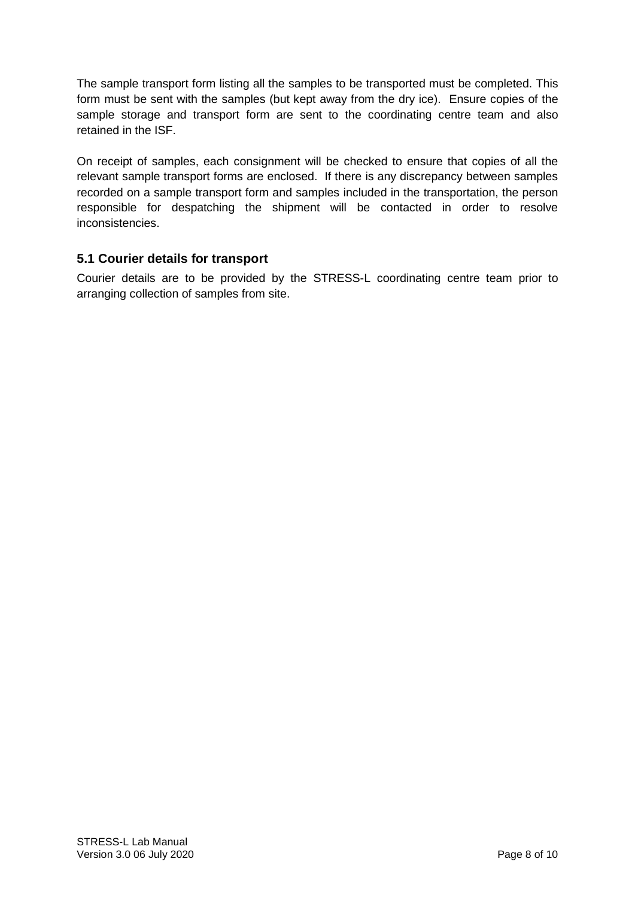The sample transport form listing all the samples to be transported must be completed. This form must be sent with the samples (but kept away from the dry ice). Ensure copies of the sample storage and transport form are sent to the coordinating centre team and also retained in the ISF.

On receipt of samples, each consignment will be checked to ensure that copies of all the relevant sample transport forms are enclosed. If there is any discrepancy between samples recorded on a sample transport form and samples included in the transportation, the person responsible for despatching the shipment will be contacted in order to resolve inconsistencies.

## 5.1 Courier details for transport

Courier details are to be provided by the STRESS-L coordinating centre team prior to arranging collection of samples from site.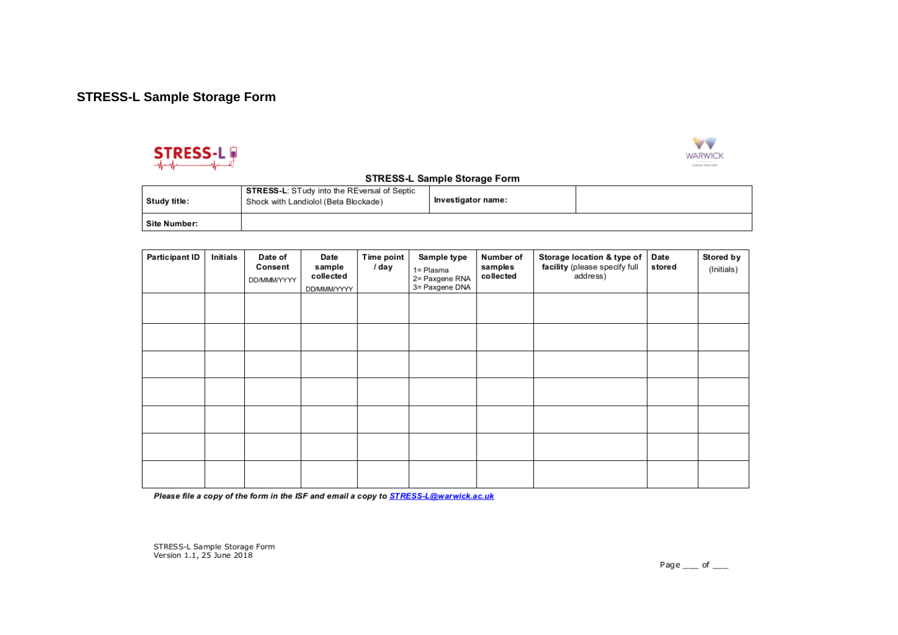## STRESS-L Sample Storage Form

**STRESS-L Sample Storage Form**

| **Study title:** | **STRESS-L**: STudy into the REversal of Septic Shock with Landiolol (Beta Blockade) | **Investigator name:** | |
|---|---|---|---|
| **Site Number:** | | | |

| **Participant ID** | **Initials** | **Date of Consent** DD/MMM/YYYY | **Date sample collected** DD/MMM/YYYY | **Time point / day** | **Sample type** 1= Plasma 2= Paxgene RNA 3= Paxgene DNA | **Number of samples collected** | **Storage location & type of facility** (please specify full address) | **Date stored** | **Stored by** (Initials) |
|---|---|---|---|---|---|---|---|---|---|
| | | | | | | | | | |
| | | | | | | | | | |
| | | | | | | | | | |
| | | | | | | | | | |
| | | | | | | | | | |
| | | | | | | | | | |
| | | | | | | | | | |

***Please file a copy of the form in the ISF and email a copy to [STRESS-L@warwick.ac.uk](mailto:STRESS-L@warwick.ac.uk)***

STRESS-L Sample Storage Form
Version 1.1, 25 June 2018

Page ___ of ___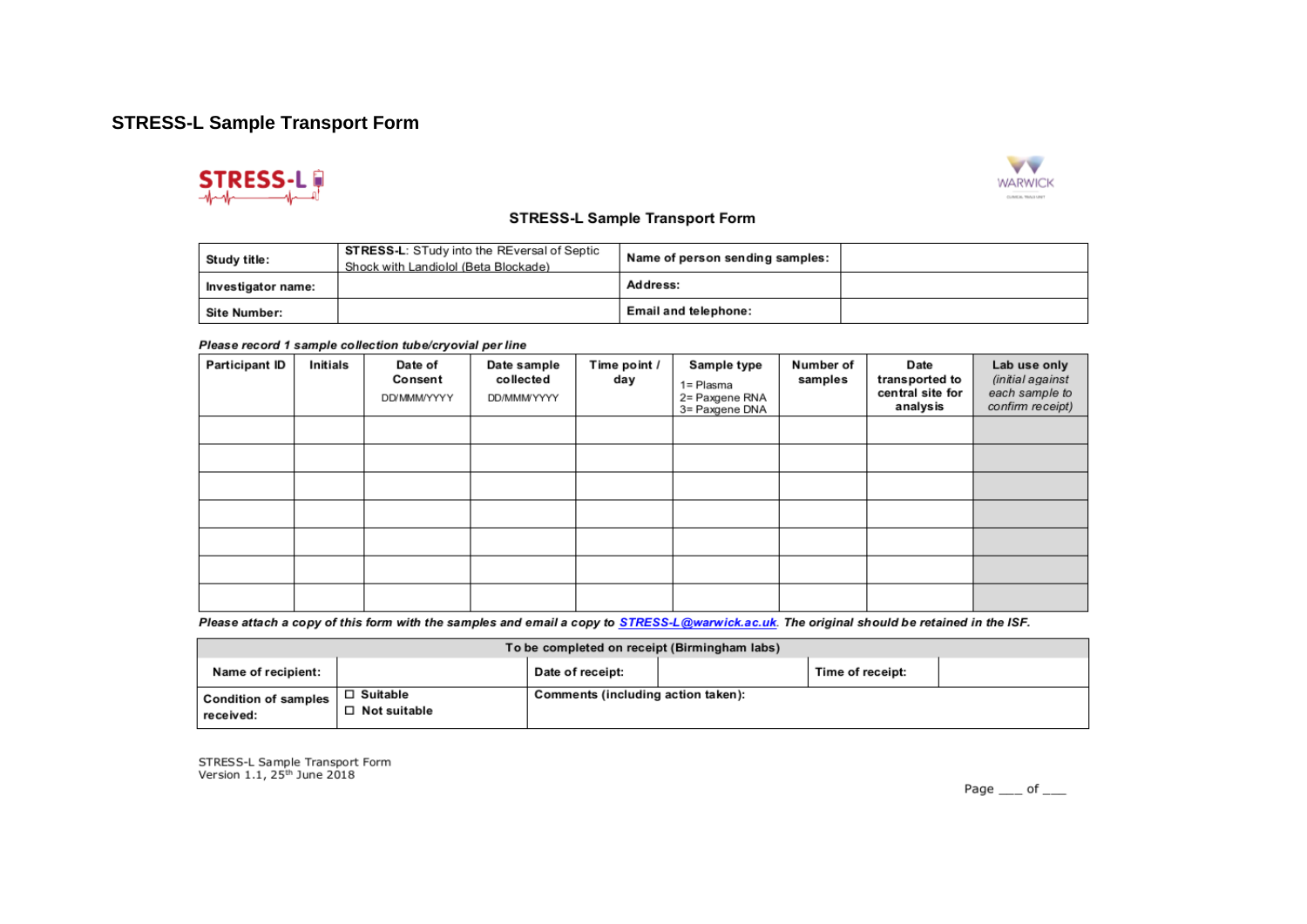# STRESS-L Sample Transport Form

STRESS-L

WARWICK

## STRESS-L Sample Transport Form

| | | | |
|---|---|---|---|
| **Study title:** | **STRESS-L**: STudy into the REversal of Septic Shock with Landiolol (Beta Blockade) | **Name of person sending samples:** | |
| **Investigator name:** | | **Address:** | |
| **Site Number:** | | **Email and telephone:** | |

***Please record 1 sample collection tube/cryovial per line***

| Participant ID | Initials | Date of Consent DD/MMM/YYYY | Date sample collected DD/MMM/YYYY | Time point / day | Sample type 1= Plasma 2= Paxgene RNA 3= Paxgene DNA | Number of samples | Date transported to central site for analysis | Lab use only *(initial against each sample to confirm receipt)* |
|---|---|---|---|---|---|---|---|---|
| | | | | | | | | |
| | | | | | | | | |
| | | | | | | | | |
| | | | | | | | | |
| | | | | | | | | |
| | | | | | | | | |
| | | | | | | | | |

***Please attach a copy of this form with the samples and email a copy to [STRESS-L@warwick.ac.uk](mailto:STRESS-L@warwick.ac.uk). The original should be retained in the ISF.***

| To be completed on receipt (Birmingham labs) | | | | | |
|---|---|---|---|---|---|
| **Name of recipient:** | | **Date of receipt:** | | **Time of receipt:** | |
| **Condition of samples received:** | ☐ **Suitable** ☐ **Not suitable** | **Comments (including action taken):** | | | |

STRESS-L Sample Transport Form
Version 1.1, 25th June 2018

Page ___ of ___